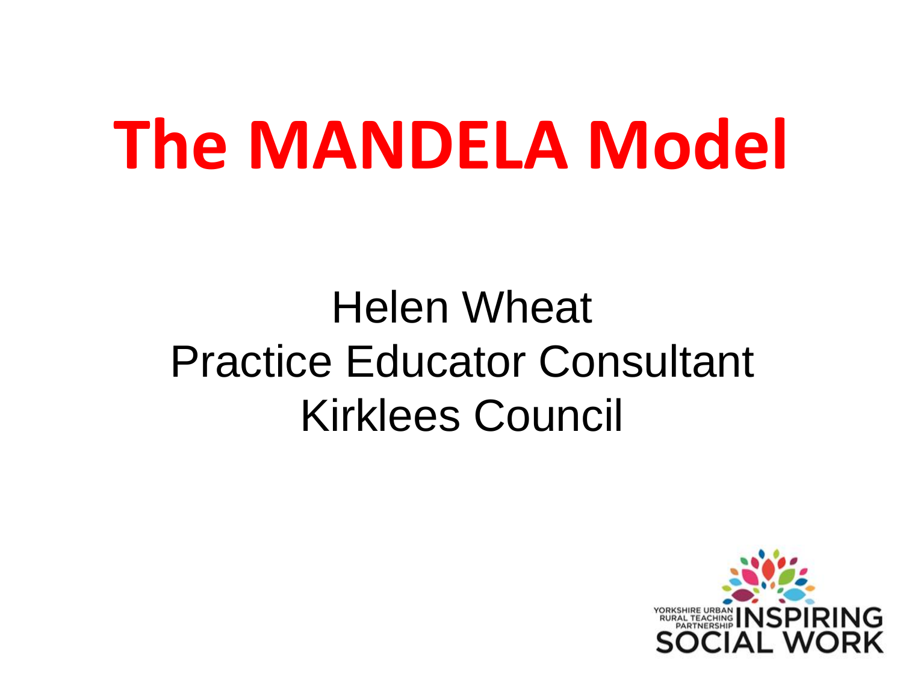# The MANDELA Model

Helen Wheat

Practice Educator Consultant

Kirklees Council

YORKSHIRE URBAN RURAL TEACHING PARTNERSHIP INSPIRING SOCIAL WORK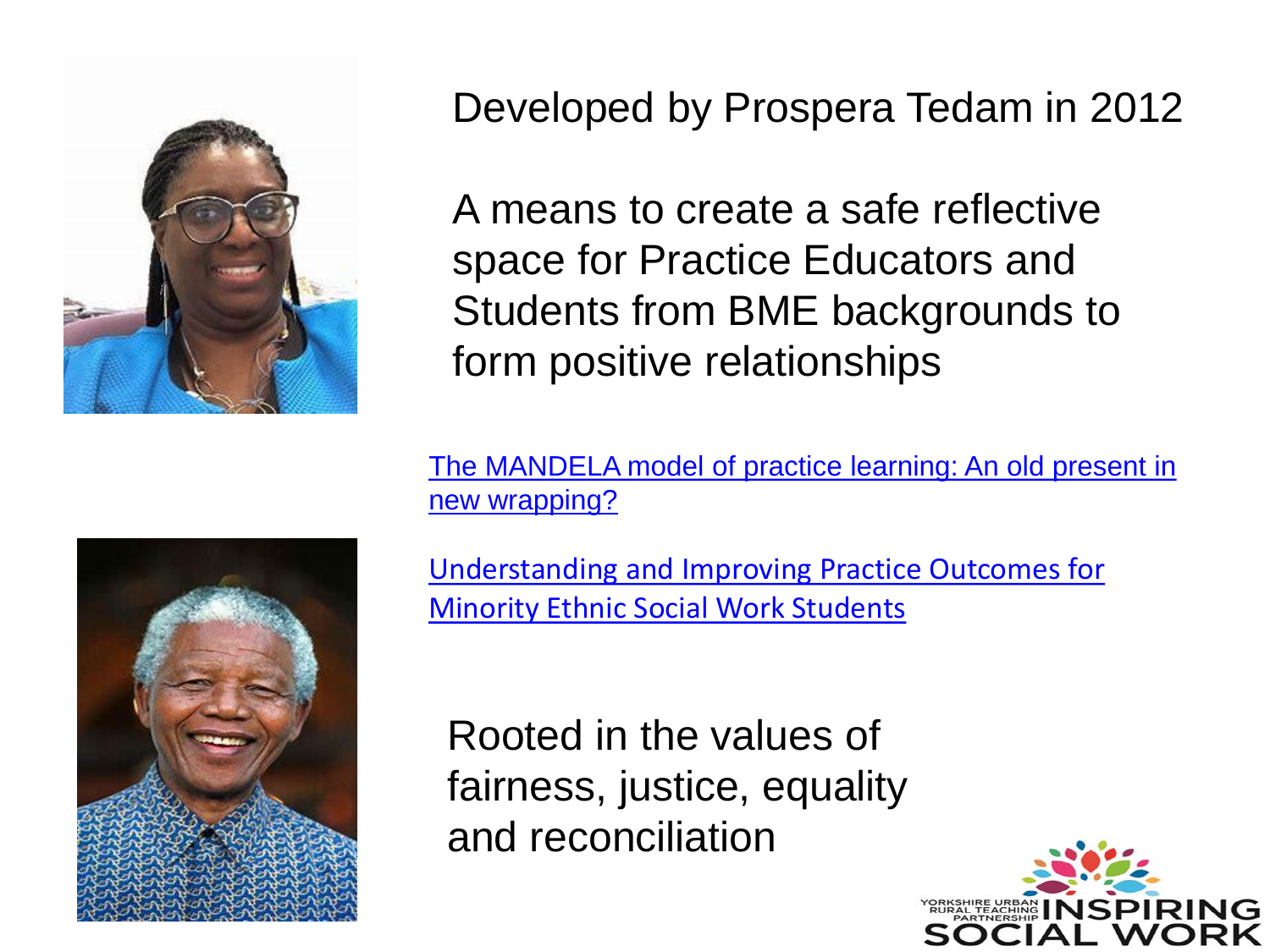Developed by Prospera Tedam in 2012

A means to create a safe reflective space for Practice Educators and Students from BME backgrounds to form positive relationships

[The MANDELA model of practice learning: An old present in new wrapping?]

[Understanding and Improving Practice Outcomes for Minority Ethnic Social Work Students]

Rooted in the values of fairness, justice, equality and reconciliation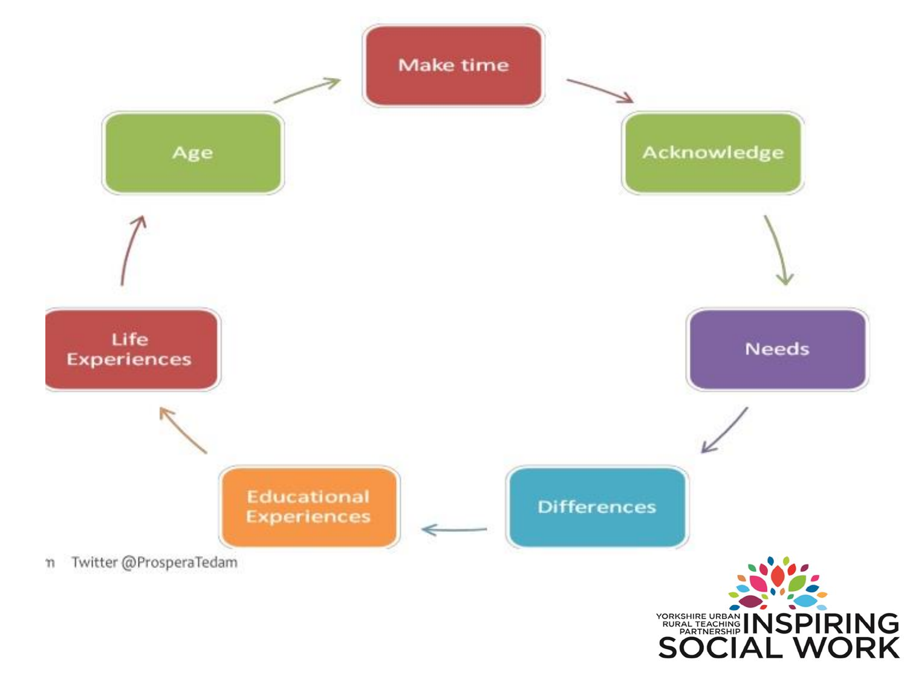- Make time
- Acknowledge
- Needs
- Differences
- Educational Experiences
- Life Experiences
- Age

Twitter @ProsperaTedam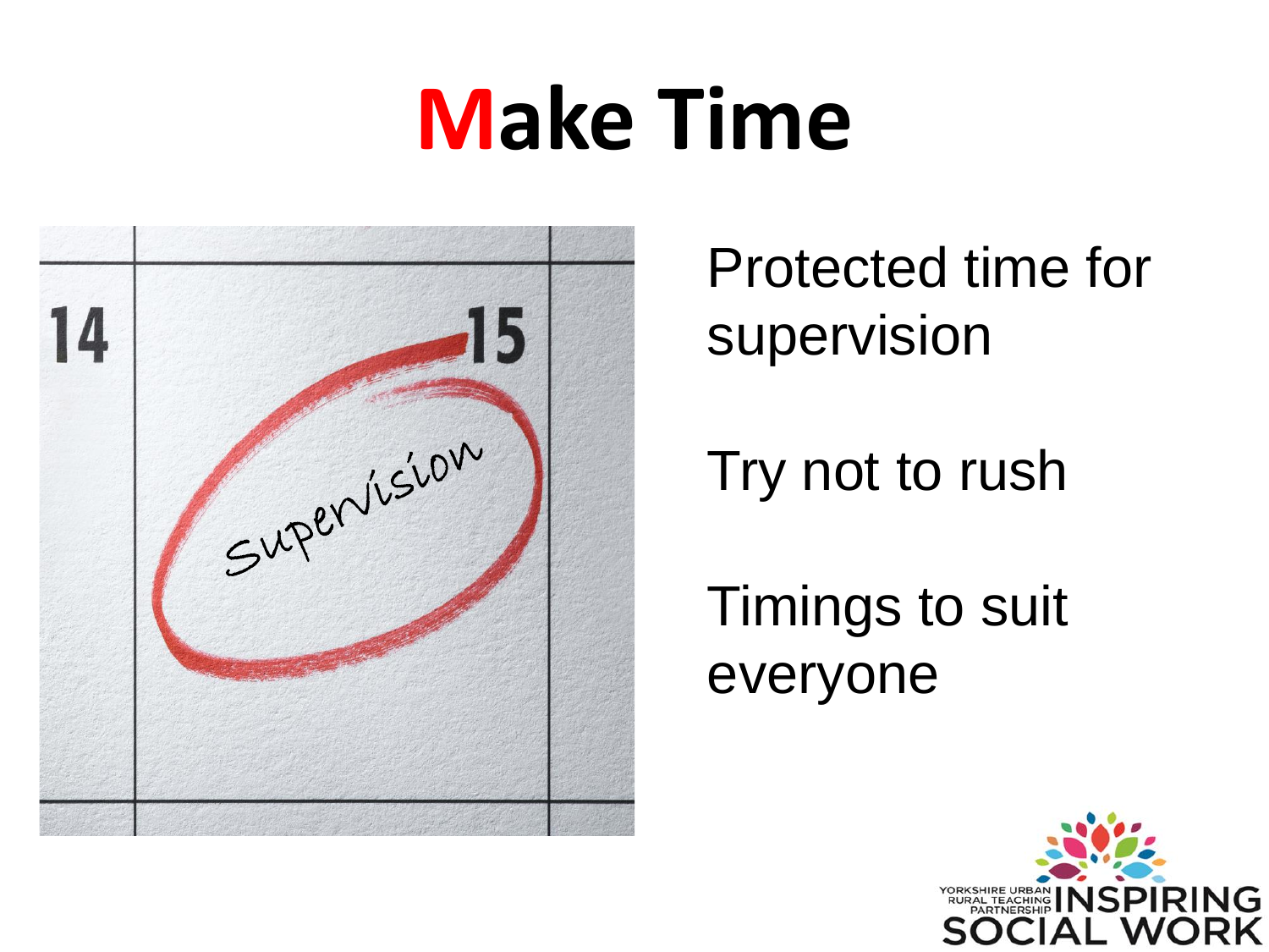# **Make Time**

Protected time for supervision

Try not to rush

Timings to suit everyone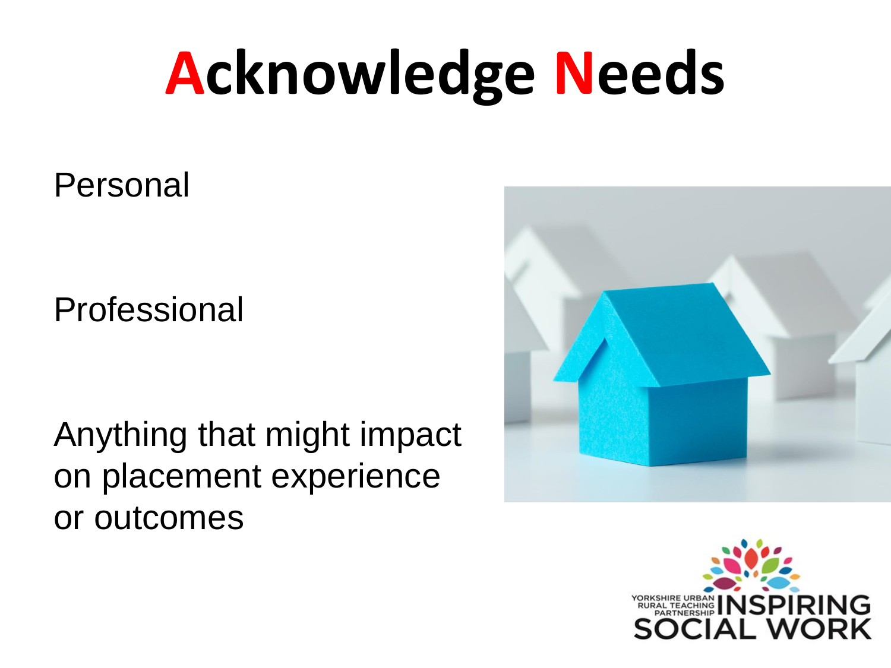# Acknowledge Needs

Personal

Professional

Anything that might impact on placement experience or outcomes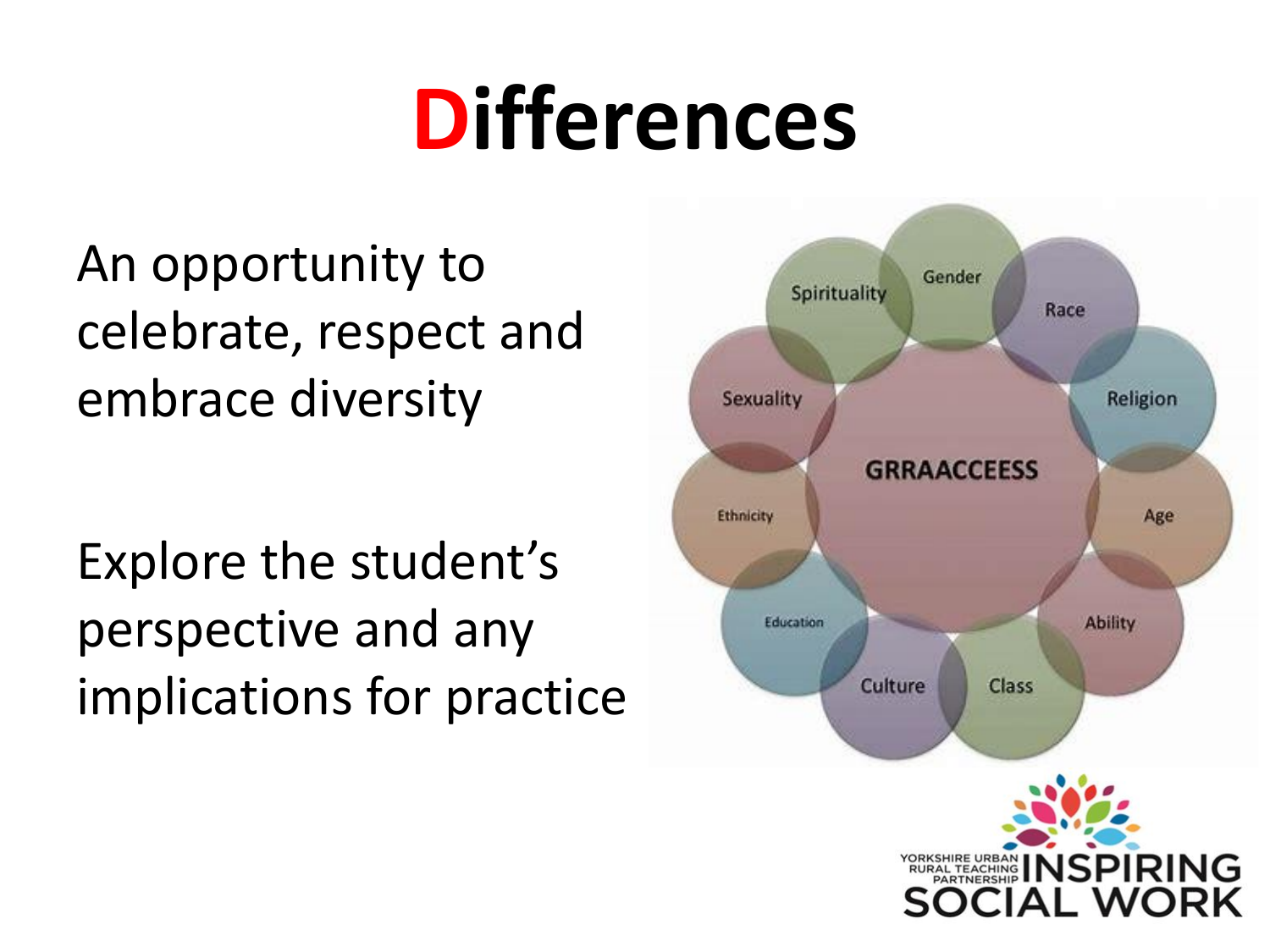# Differences

An opportunity to celebrate, respect and embrace diversity

Explore the student's perspective and any implications for practice

GRRAACCEESS

- Gender
- Race
- Religion
- Age
- Ability
- Class
- Culture
- Education
- Ethnicity
- Sexuality
- Spirituality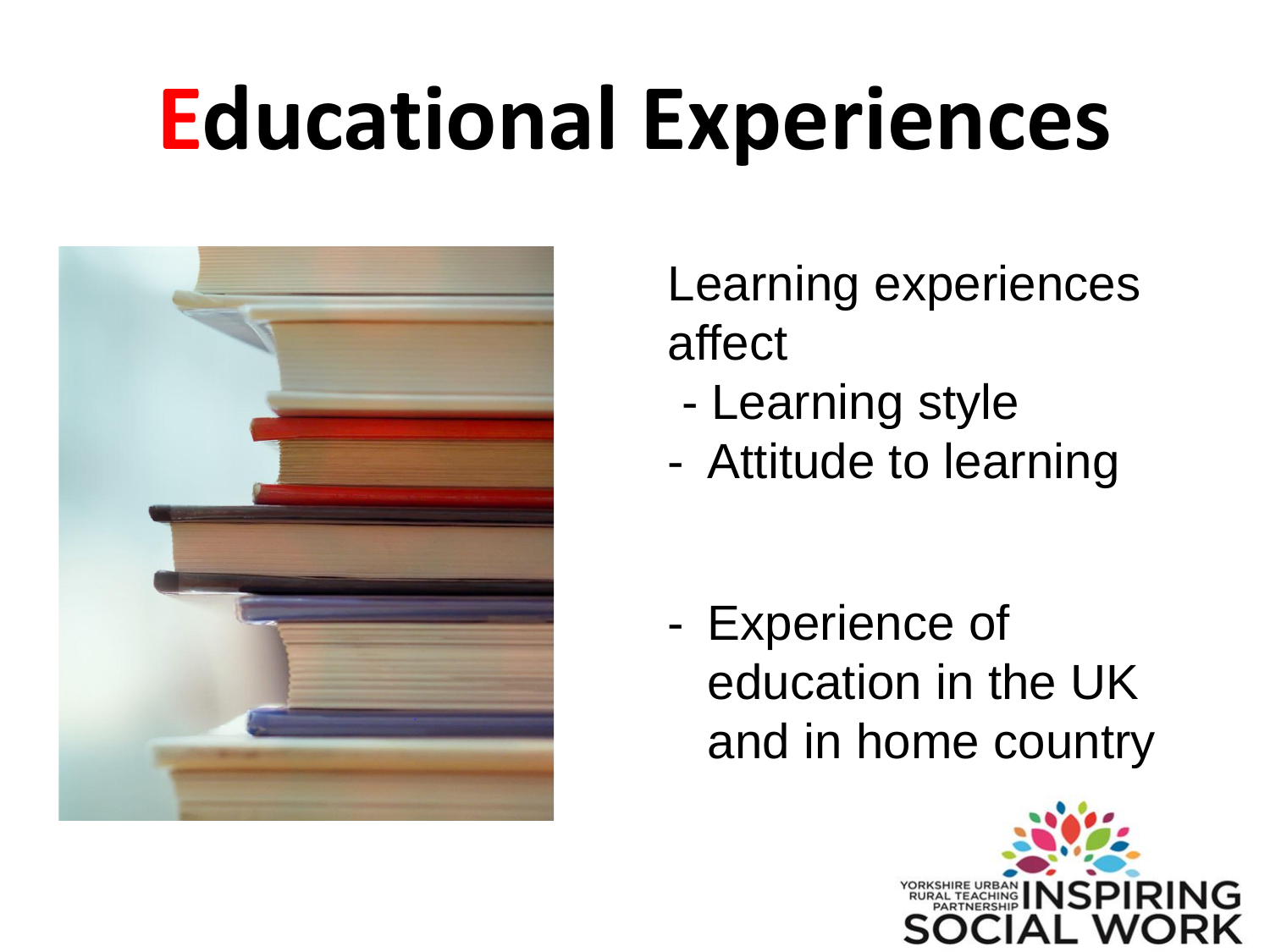# Educational Experiences

Learning experiences affect

- Learning style
- Attitude to learning
- Experience of education in the UK and in home country

YORKSHIRE URBAN RURAL TEACHING PARTNERSHIP INSPIRING SOCIAL WORK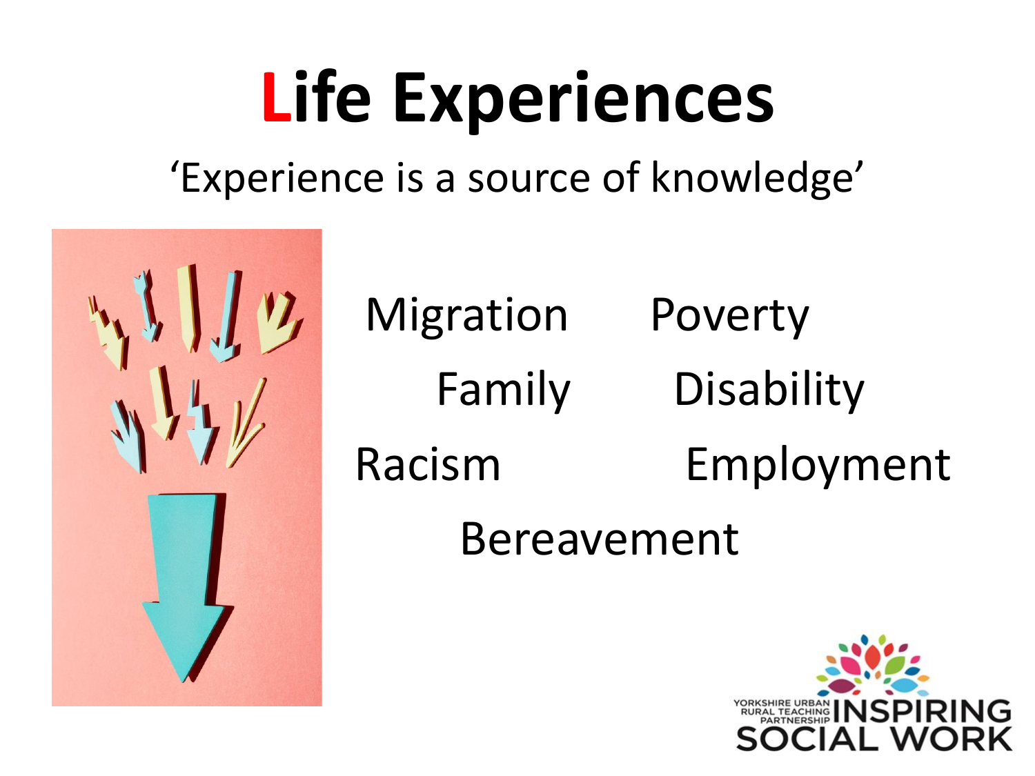# Life Experiences

'Experience is a source of knowledge'

- Migration
- Poverty
- Family
- Disability
- Racism
- Employment
- Bereavement

YORKSHIRE URBAN RURAL TEACHING PARTNERSHIP INSPIRING SOCIAL WORK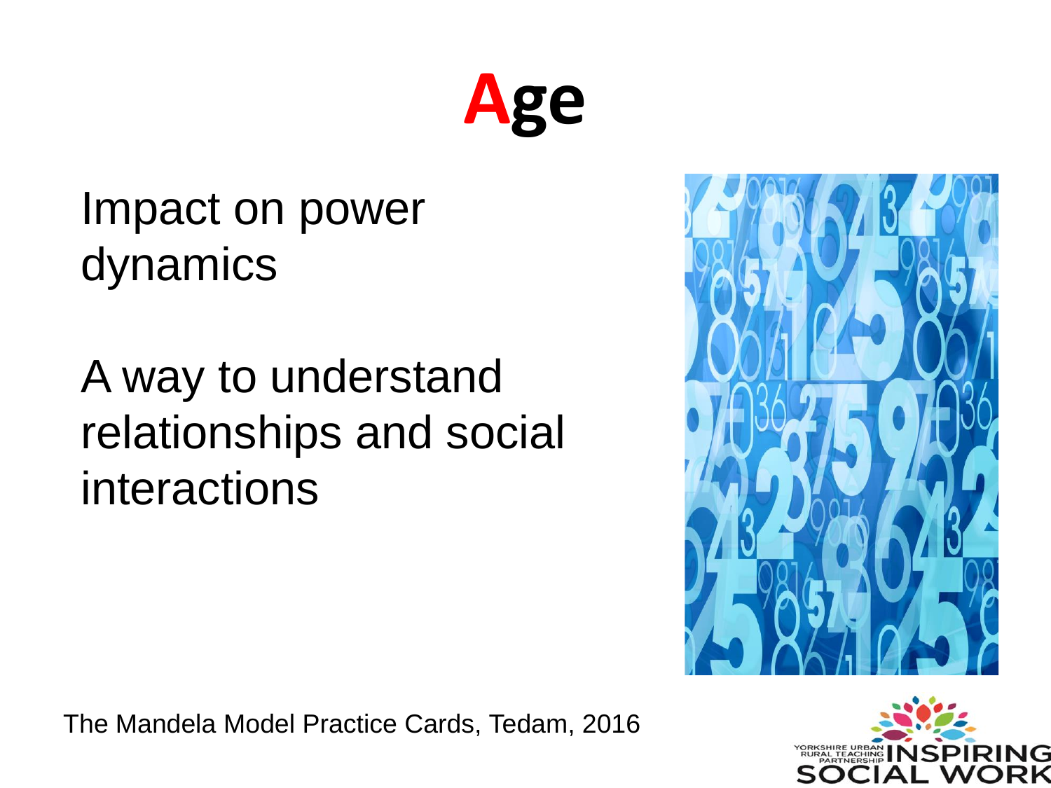# Age

Impact on power dynamics

A way to understand relationships and social interactions

The Mandela Model Practice Cards, Tedam, 2016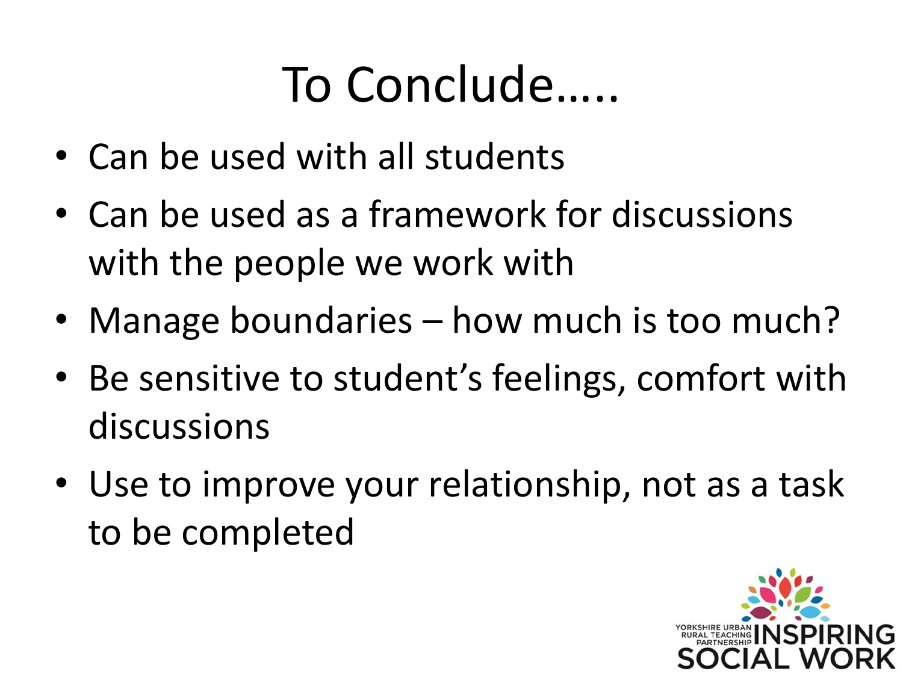# To Conclude…..

- Can be used with all students
- Can be used as a framework for discussions with the people we work with
- Manage boundaries – how much is too much?
- Be sensitive to student's feelings, comfort with discussions
- Use to improve your relationship, not as a task to be completed

YORKSHIRE URBAN RURAL TEACHING PARTNERSHIP INSPIRING SOCIAL WORK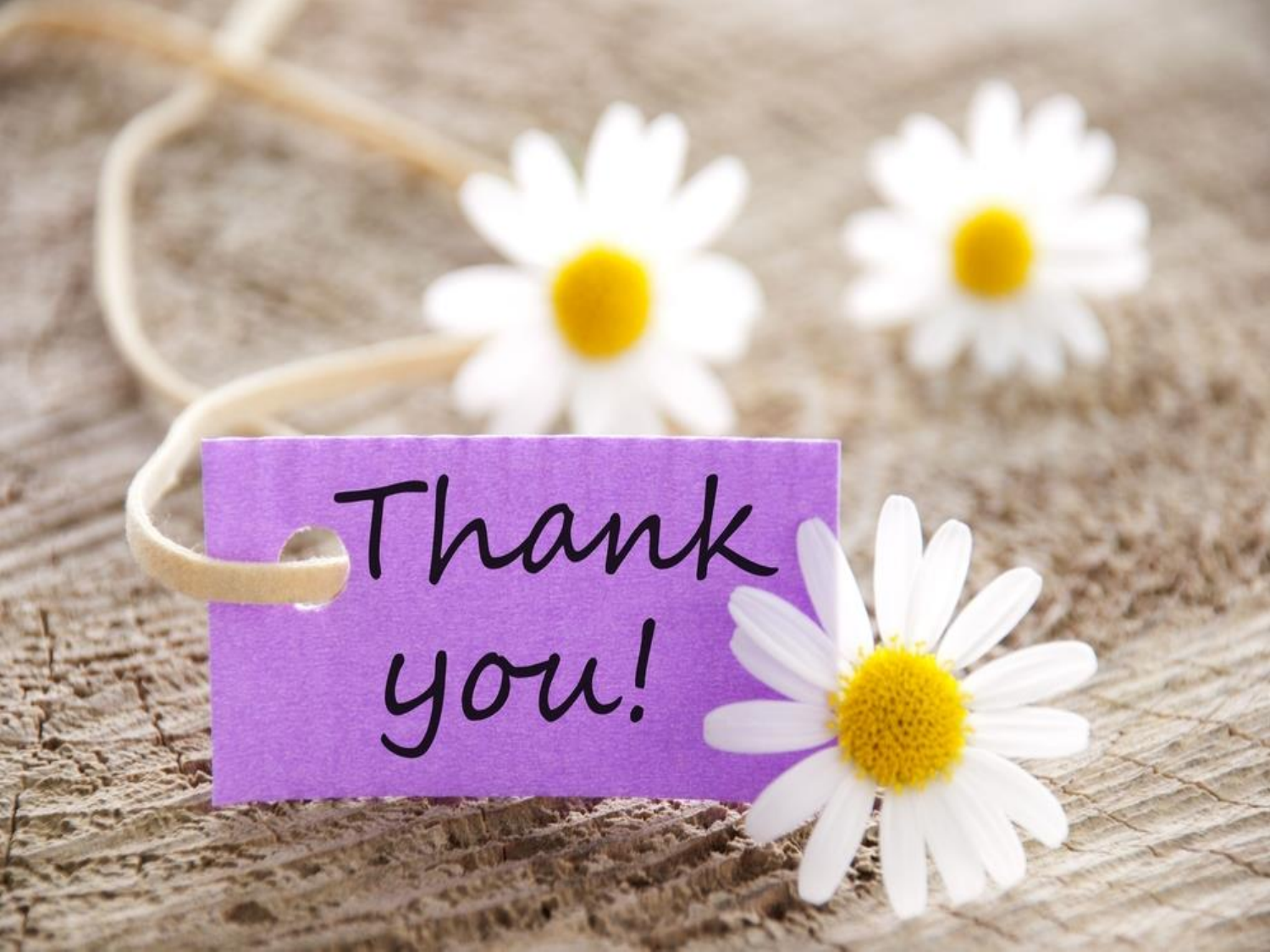Thank you!